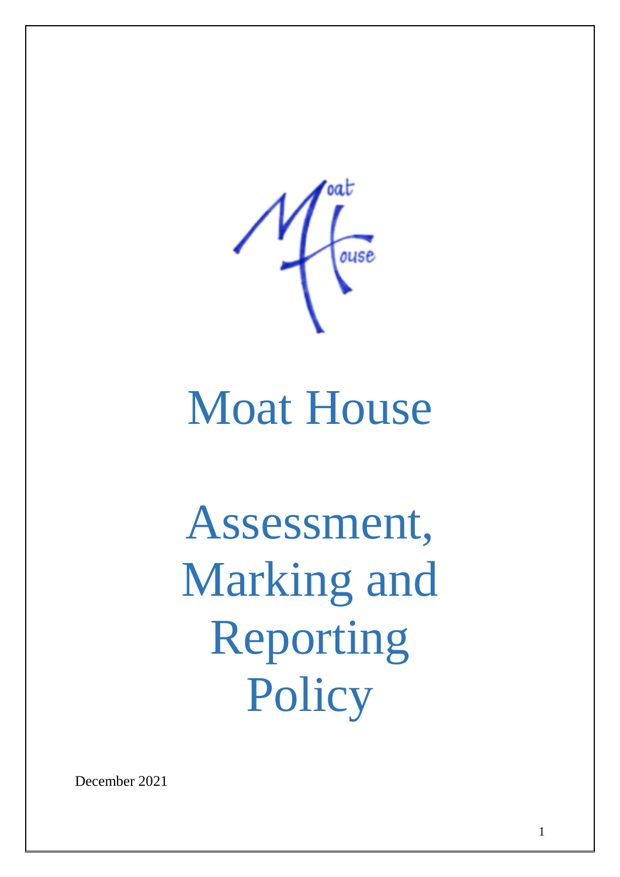# Moat House

# Assessment, Marking and Reporting Policy

December 2021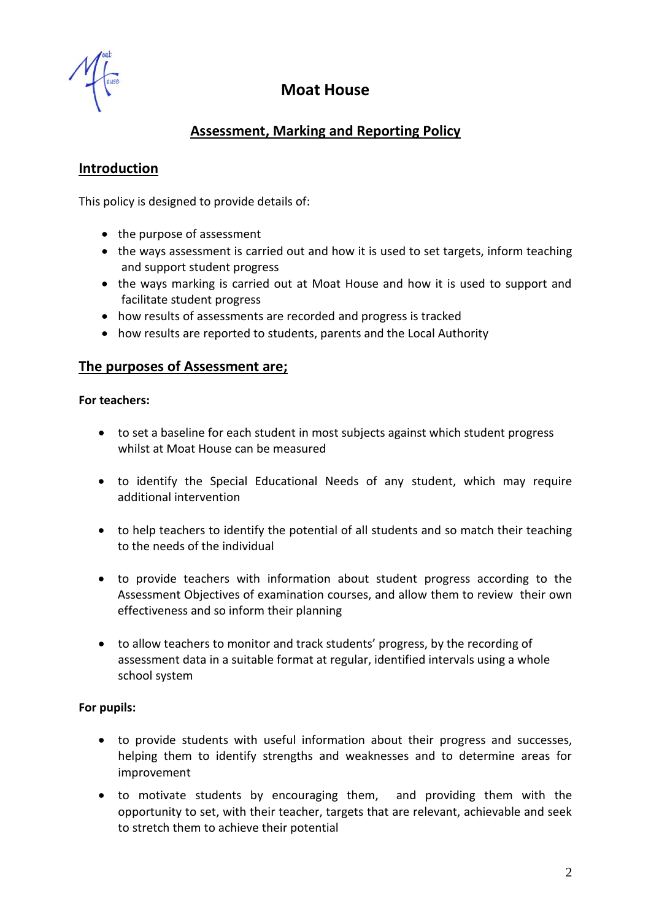# Moat House

## Assessment, Marking and Reporting Policy

### Introduction

This policy is designed to provide details of:

- the purpose of assessment
- the ways assessment is carried out and how it is used to set targets, inform teaching and support student progress
- the ways marking is carried out at Moat House and how it is used to support and facilitate student progress
- how results of assessments are recorded and progress is tracked
- how results are reported to students, parents and the Local Authority

### The purposes of Assessment are;

**For teachers:**

- to set a baseline for each student in most subjects against which student progress whilst at Moat House can be measured
- to identify the Special Educational Needs of any student, which may require additional intervention
- to help teachers to identify the potential of all students and so match their teaching to the needs of the individual
- to provide teachers with information about student progress according to the Assessment Objectives of examination courses, and allow them to review their own effectiveness and so inform their planning
- to allow teachers to monitor and track students' progress, by the recording of assessment data in a suitable format at regular, identified intervals using a whole school system

**For pupils:**

- to provide students with useful information about their progress and successes, helping them to identify strengths and weaknesses and to determine areas for improvement
- to motivate students by encouraging them, and providing them with the opportunity to set, with their teacher, targets that are relevant, achievable and seek to stretch them to achieve their potential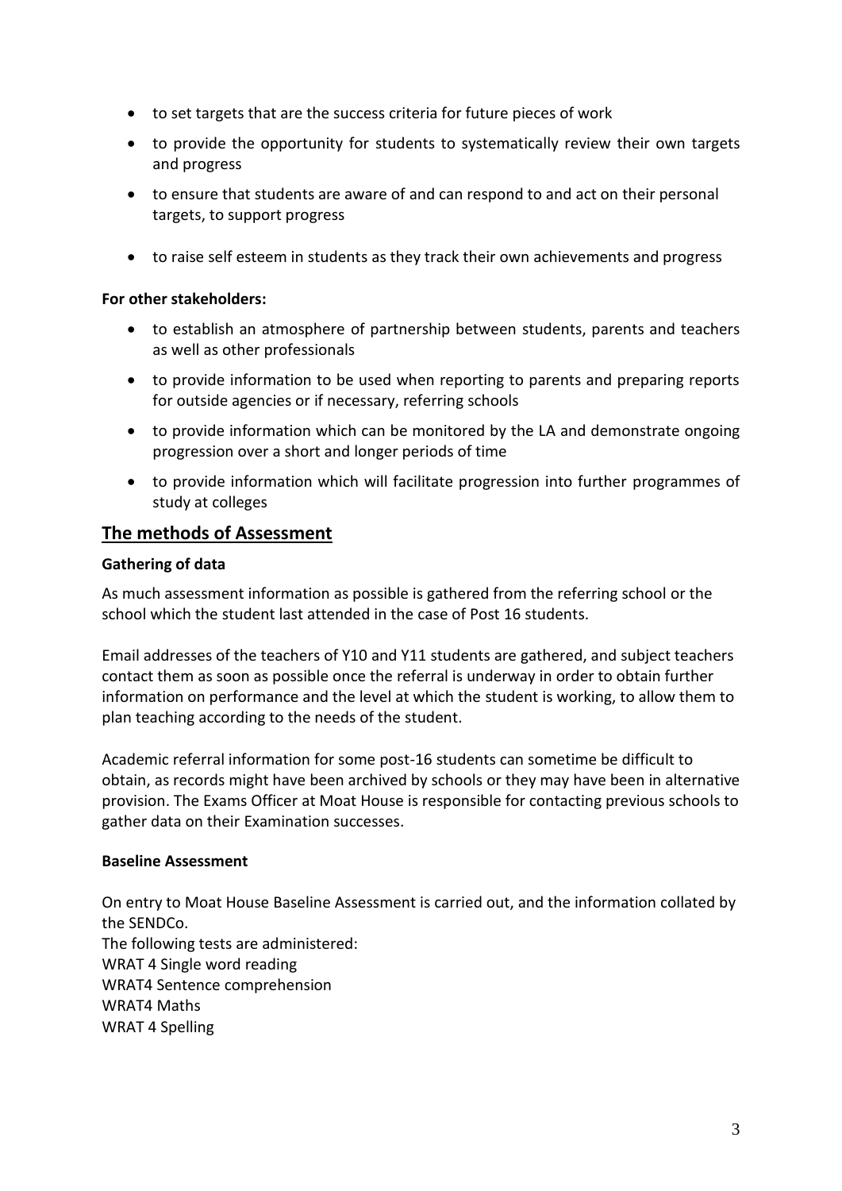- to set targets that are the success criteria for future pieces of work
- to provide the opportunity for students to systematically review their own targets and progress
- to ensure that students are aware of and can respond to and act on their personal targets, to support progress
- to raise self esteem in students as they track their own achievements and progress

**For other stakeholders:**

- to establish an atmosphere of partnership between students, parents and teachers as well as other professionals
- to provide information to be used when reporting to parents and preparing reports for outside agencies or if necessary, referring schools
- to provide information which can be monitored by the LA and demonstrate ongoing progression over a short and longer periods of time
- to provide information which will facilitate progression into further programmes of study at colleges

## The methods of Assessment

**Gathering of data**

As much assessment information as possible is gathered from the referring school or the school which the student last attended in the case of Post 16 students.

Email addresses of the teachers of Y10 and Y11 students are gathered, and subject teachers contact them as soon as possible once the referral is underway in order to obtain further information on performance and the level at which the student is working, to allow them to plan teaching according to the needs of the student.

Academic referral information for some post-16 students can sometime be difficult to obtain, as records might have been archived by schools or they may have been in alternative provision. The Exams Officer at Moat House is responsible for contacting previous schools to gather data on their Examination successes.

**Baseline Assessment**

On entry to Moat House Baseline Assessment is carried out, and the information collated by the SENDCo.
The following tests are administered:
WRAT 4 Single word reading
WRAT4 Sentence comprehension
WRAT4 Maths
WRAT 4 Spelling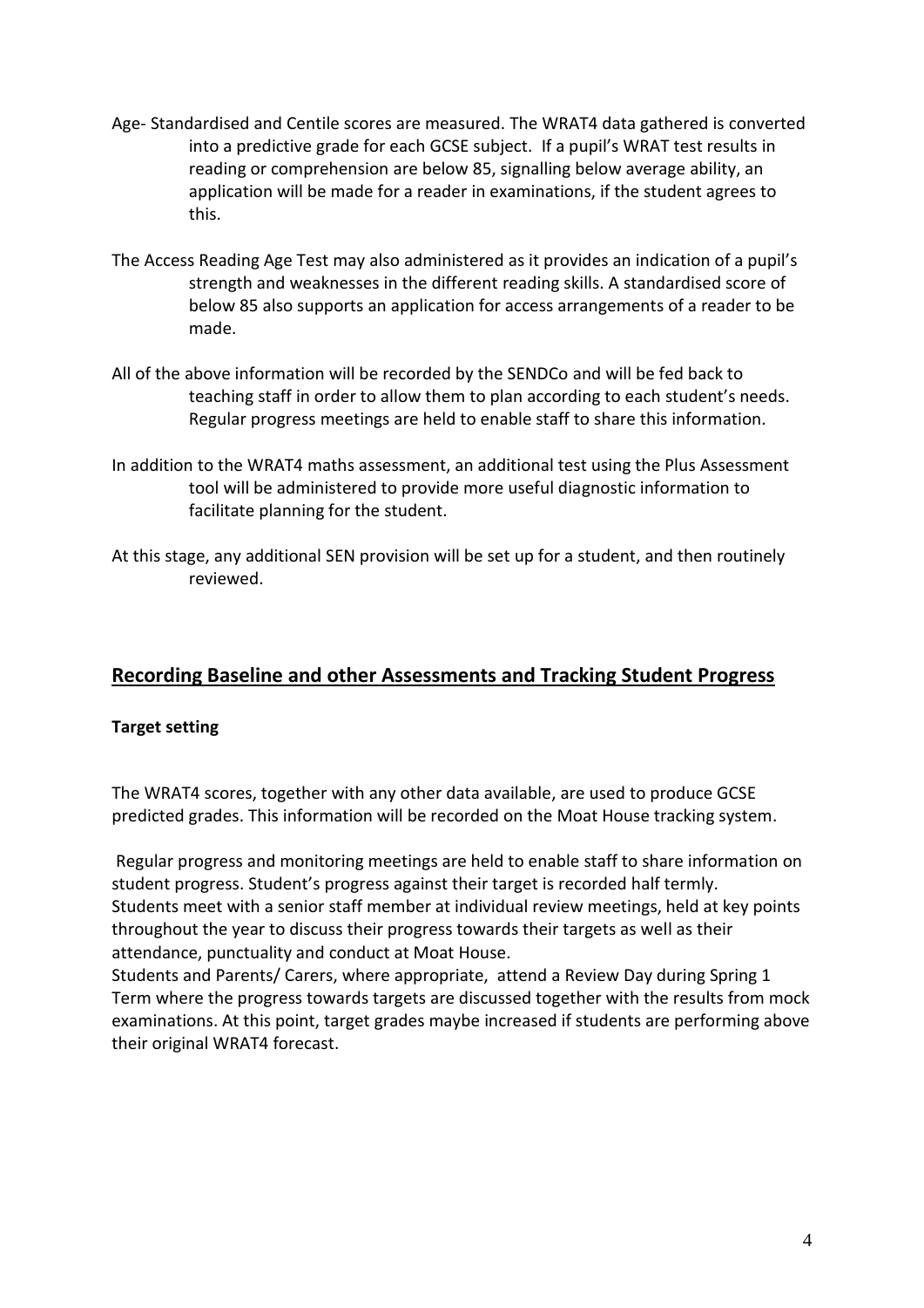Age- Standardised and Centile scores are measured. The WRAT4 data gathered is converted into a predictive grade for each GCSE subject. If a pupil's WRAT test results in reading or comprehension are below 85, signalling below average ability, an application will be made for a reader in examinations, if the student agrees to this.

The Access Reading Age Test may also administered as it provides an indication of a pupil's strength and weaknesses in the different reading skills. A standardised score of below 85 also supports an application for access arrangements of a reader to be made.

All of the above information will be recorded by the SENDCo and will be fed back to teaching staff in order to allow them to plan according to each student's needs. Regular progress meetings are held to enable staff to share this information.

In addition to the WRAT4 maths assessment, an additional test using the Plus Assessment tool will be administered to provide more useful diagnostic information to facilitate planning for the student.

At this stage, any additional SEN provision will be set up for a student, and then routinely reviewed.

## Recording Baseline and other Assessments and Tracking Student Progress

**Target setting**

The WRAT4 scores, together with any other data available, are used to produce GCSE predicted grades. This information will be recorded on the Moat House tracking system.

Regular progress and monitoring meetings are held to enable staff to share information on student progress. Student's progress against their target is recorded half termly. Students meet with a senior staff member at individual review meetings, held at key points throughout the year to discuss their progress towards their targets as well as their attendance, punctuality and conduct at Moat House.
Students and Parents/ Carers, where appropriate, attend a Review Day during Spring 1 Term where the progress towards targets are discussed together with the results from mock examinations. At this point, target grades maybe increased if students are performing above their original WRAT4 forecast.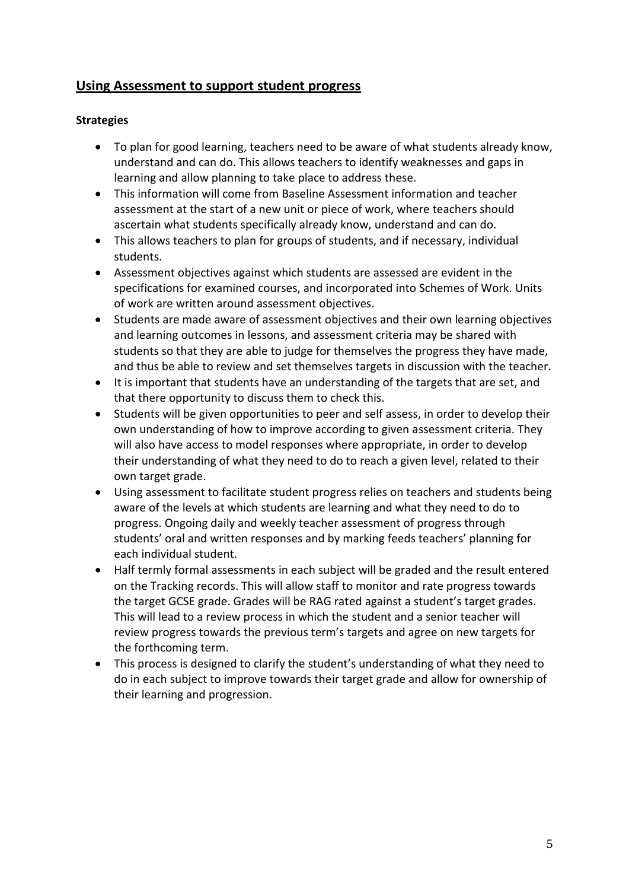## Using Assessment to support student progress

**Strategies**

- To plan for good learning, teachers need to be aware of what students already know, understand and can do. This allows teachers to identify weaknesses and gaps in learning and allow planning to take place to address these.
- This information will come from Baseline Assessment information and teacher assessment at the start of a new unit or piece of work, where teachers should ascertain what students specifically already know, understand and can do.
- This allows teachers to plan for groups of students, and if necessary, individual students.
- Assessment objectives against which students are assessed are evident in the specifications for examined courses, and incorporated into Schemes of Work. Units of work are written around assessment objectives.
- Students are made aware of assessment objectives and their own learning objectives and learning outcomes in lessons, and assessment criteria may be shared with students so that they are able to judge for themselves the progress they have made, and thus be able to review and set themselves targets in discussion with the teacher.
- It is important that students have an understanding of the targets that are set, and that there opportunity to discuss them to check this.
- Students will be given opportunities to peer and self assess, in order to develop their own understanding of how to improve according to given assessment criteria. They will also have access to model responses where appropriate, in order to develop their understanding of what they need to do to reach a given level, related to their own target grade.
- Using assessment to facilitate student progress relies on teachers and students being aware of the levels at which students are learning and what they need to do to progress. Ongoing daily and weekly teacher assessment of progress through students' oral and written responses and by marking feeds teachers' planning for each individual student.
- Half termly formal assessments in each subject will be graded and the result entered on the Tracking records. This will allow staff to monitor and rate progress towards the target GCSE grade. Grades will be RAG rated against a student's target grades. This will lead to a review process in which the student and a senior teacher will review progress towards the previous term's targets and agree on new targets for the forthcoming term.
- This process is designed to clarify the student's understanding of what they need to do in each subject to improve towards their target grade and allow for ownership of their learning and progression.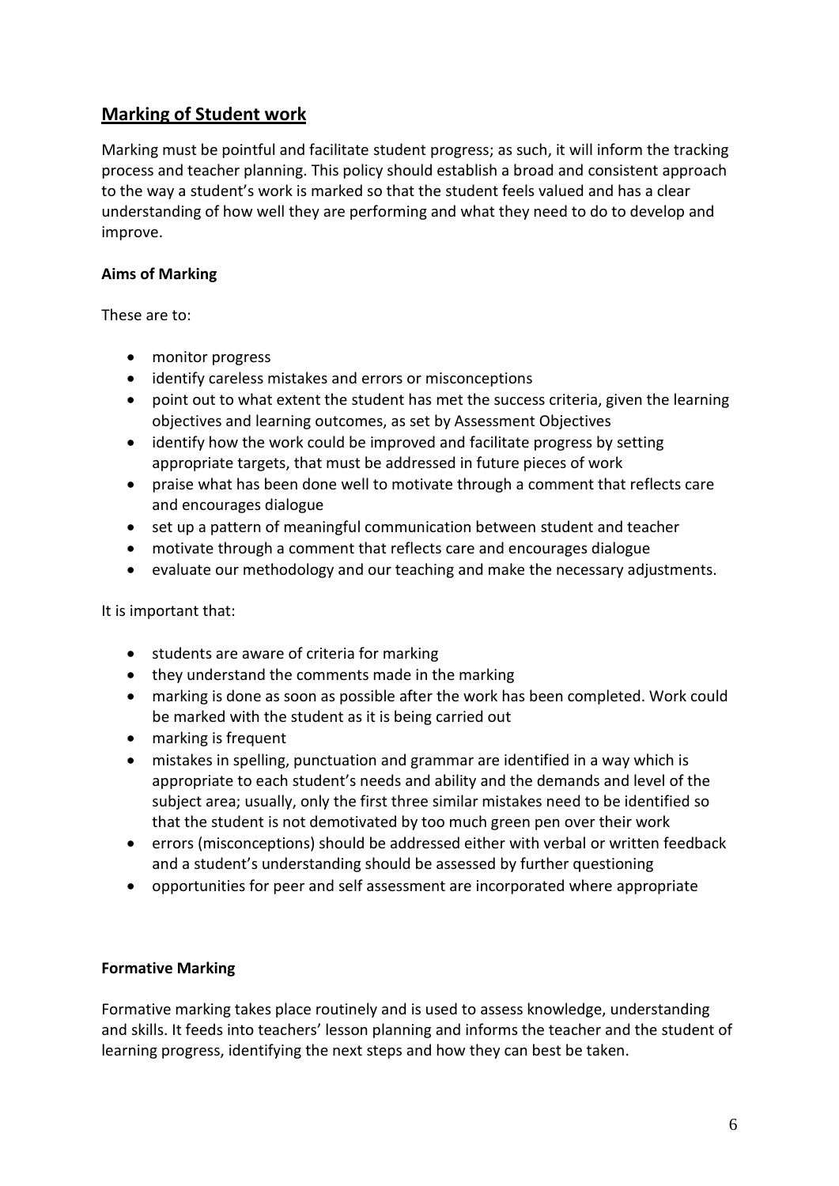## Marking of Student work

Marking must be pointful and facilitate student progress; as such, it will inform the tracking process and teacher planning. This policy should establish a broad and consistent approach to the way a student's work is marked so that the student feels valued and has a clear understanding of how well they are performing and what they need to do to develop and improve.

**Aims of Marking**

These are to:

- monitor progress
- identify careless mistakes and errors or misconceptions
- point out to what extent the student has met the success criteria, given the learning objectives and learning outcomes, as set by Assessment Objectives
- identify how the work could be improved and facilitate progress by setting appropriate targets, that must be addressed in future pieces of work
- praise what has been done well to motivate through a comment that reflects care and encourages dialogue
- set up a pattern of meaningful communication between student and teacher
- motivate through a comment that reflects care and encourages dialogue
- evaluate our methodology and our teaching and make the necessary adjustments.

It is important that:

- students are aware of criteria for marking
- they understand the comments made in the marking
- marking is done as soon as possible after the work has been completed. Work could be marked with the student as it is being carried out
- marking is frequent
- mistakes in spelling, punctuation and grammar are identified in a way which is appropriate to each student's needs and ability and the demands and level of the subject area; usually, only the first three similar mistakes need to be identified so that the student is not demotivated by too much green pen over their work
- errors (misconceptions) should be addressed either with verbal or written feedback and a student's understanding should be assessed by further questioning
- opportunities for peer and self assessment are incorporated where appropriate

**Formative Marking**

Formative marking takes place routinely and is used to assess knowledge, understanding and skills. It feeds into teachers' lesson planning and informs the teacher and the student of learning progress, identifying the next steps and how they can best be taken.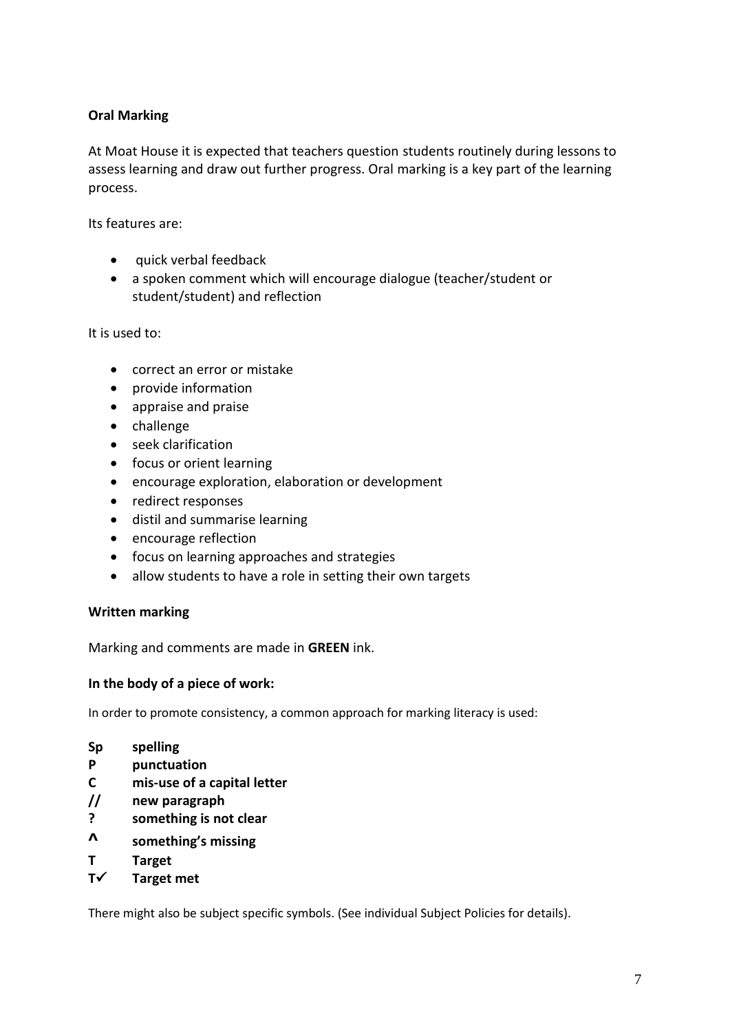**Oral Marking**

At Moat House it is expected that teachers question students routinely during lessons to assess learning and draw out further progress. Oral marking is a key part of the learning process.

Its features are:

- quick verbal feedback
- a spoken comment which will encourage dialogue (teacher/student or student/student) and reflection

It is used to:

- correct an error or mistake
- provide information
- appraise and praise
- challenge
- seek clarification
- focus or orient learning
- encourage exploration, elaboration or development
- redirect responses
- distil and summarise learning
- encourage reflection
- focus on learning approaches and strategies
- allow students to have a role in setting their own targets

**Written marking**

Marking and comments are made in **GREEN** ink.

**In the body of a piece of work:**

In order to promote consistency, a common approach for marking literacy is used:

**Sp** **spelling**
**P** **punctuation**
**C** **mis-use of a capital letter**
**//** **new paragraph**
**?** **something is not clear**
**^** **something's missing**
**T** **Target**
**T✓** **Target met**

There might also be subject specific symbols. (See individual Subject Policies for details).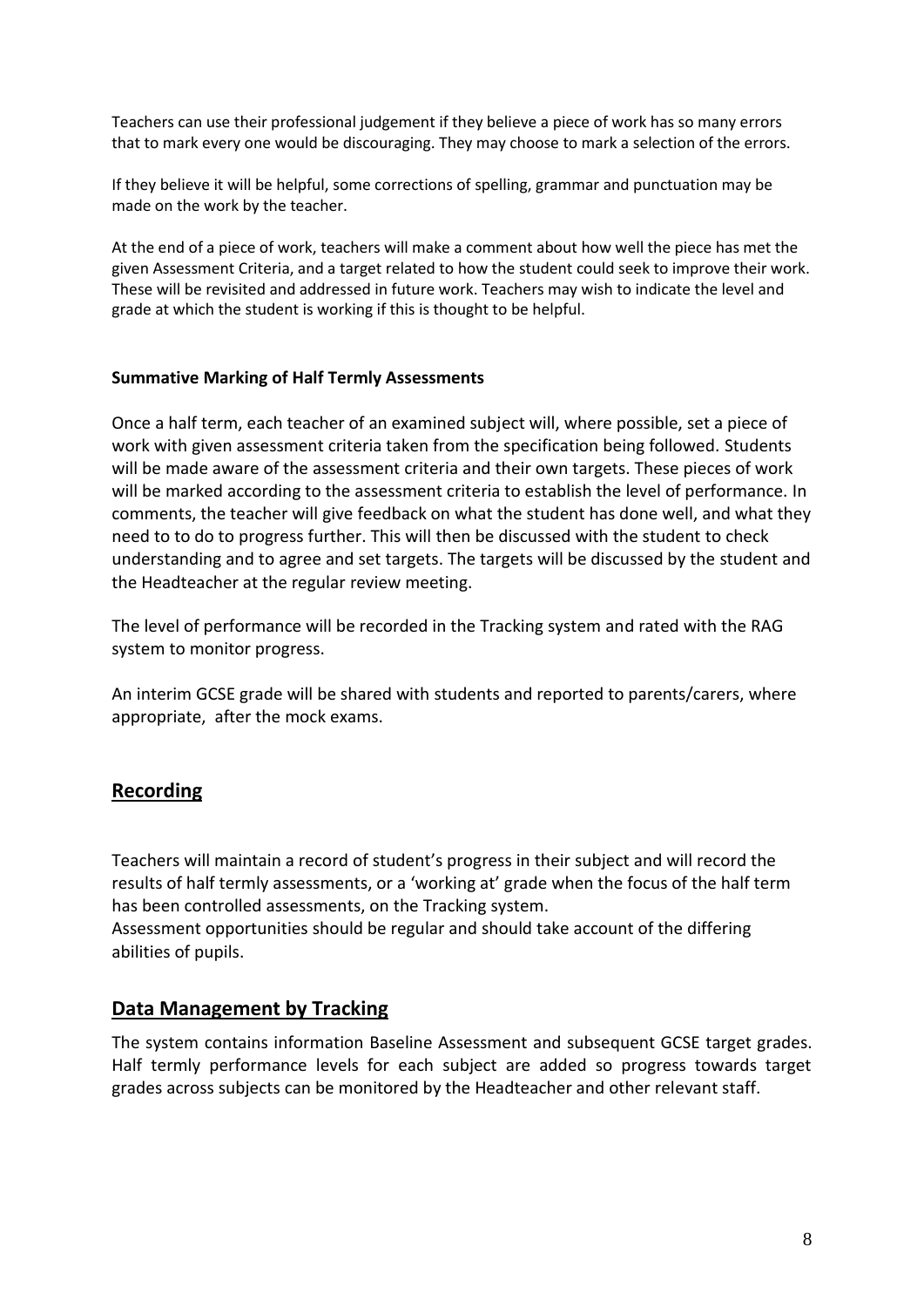Teachers can use their professional judgement if they believe a piece of work has so many errors that to mark every one would be discouraging. They may choose to mark a selection of the errors.

If they believe it will be helpful, some corrections of spelling, grammar and punctuation may be made on the work by the teacher.

At the end of a piece of work, teachers will make a comment about how well the piece has met the given Assessment Criteria, and a target related to how the student could seek to improve their work. These will be revisited and addressed in future work. Teachers may wish to indicate the level and grade at which the student is working if this is thought to be helpful.

**Summative Marking of Half Termly Assessments**

Once a half term, each teacher of an examined subject will, where possible, set a piece of work with given assessment criteria taken from the specification being followed. Students will be made aware of the assessment criteria and their own targets. These pieces of work will be marked according to the assessment criteria to establish the level of performance. In comments, the teacher will give feedback on what the student has done well, and what they need to to do to progress further. This will then be discussed with the student to check understanding and to agree and set targets. The targets will be discussed by the student and the Headteacher at the regular review meeting.

The level of performance will be recorded in the Tracking system and rated with the RAG system to monitor progress.

An interim GCSE grade will be shared with students and reported to parents/carers, where appropriate, after the mock exams.

## Recording

Teachers will maintain a record of student's progress in their subject and will record the results of half termly assessments, or a 'working at' grade when the focus of the half term has been controlled assessments, on the Tracking system.
Assessment opportunities should be regular and should take account of the differing abilities of pupils.

## Data Management by Tracking

The system contains information Baseline Assessment and subsequent GCSE target grades. Half termly performance levels for each subject are added so progress towards target grades across subjects can be monitored by the Headteacher and other relevant staff.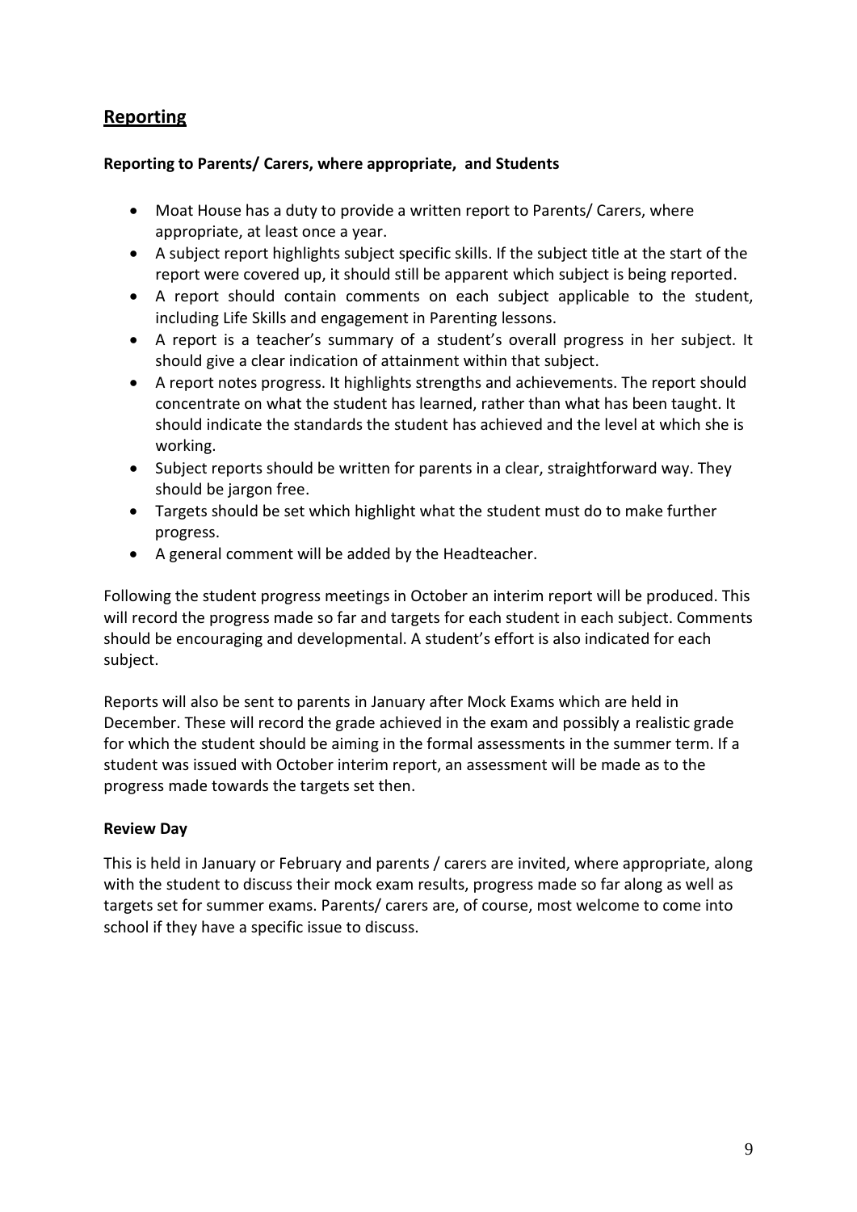## Reporting

### Reporting to Parents/ Carers, where appropriate, and Students

- Moat House has a duty to provide a written report to Parents/ Carers, where appropriate, at least once a year.
- A subject report highlights subject specific skills. If the subject title at the start of the report were covered up, it should still be apparent which subject is being reported.
- A report should contain comments on each subject applicable to the student, including Life Skills and engagement in Parenting lessons.
- A report is a teacher's summary of a student's overall progress in her subject. It should give a clear indication of attainment within that subject.
- A report notes progress. It highlights strengths and achievements. The report should concentrate on what the student has learned, rather than what has been taught. It should indicate the standards the student has achieved and the level at which she is working.
- Subject reports should be written for parents in a clear, straightforward way. They should be jargon free.
- Targets should be set which highlight what the student must do to make further progress.
- A general comment will be added by the Headteacher.

Following the student progress meetings in October an interim report will be produced. This will record the progress made so far and targets for each student in each subject. Comments should be encouraging and developmental. A student's effort is also indicated for each subject.

Reports will also be sent to parents in January after Mock Exams which are held in December. These will record the grade achieved in the exam and possibly a realistic grade for which the student should be aiming in the formal assessments in the summer term. If a student was issued with October interim report, an assessment will be made as to the progress made towards the targets set then.

### Review Day

This is held in January or February and parents / carers are invited, where appropriate, along with the student to discuss their mock exam results, progress made so far along as well as targets set for summer exams. Parents/ carers are, of course, most welcome to come into school if they have a specific issue to discuss.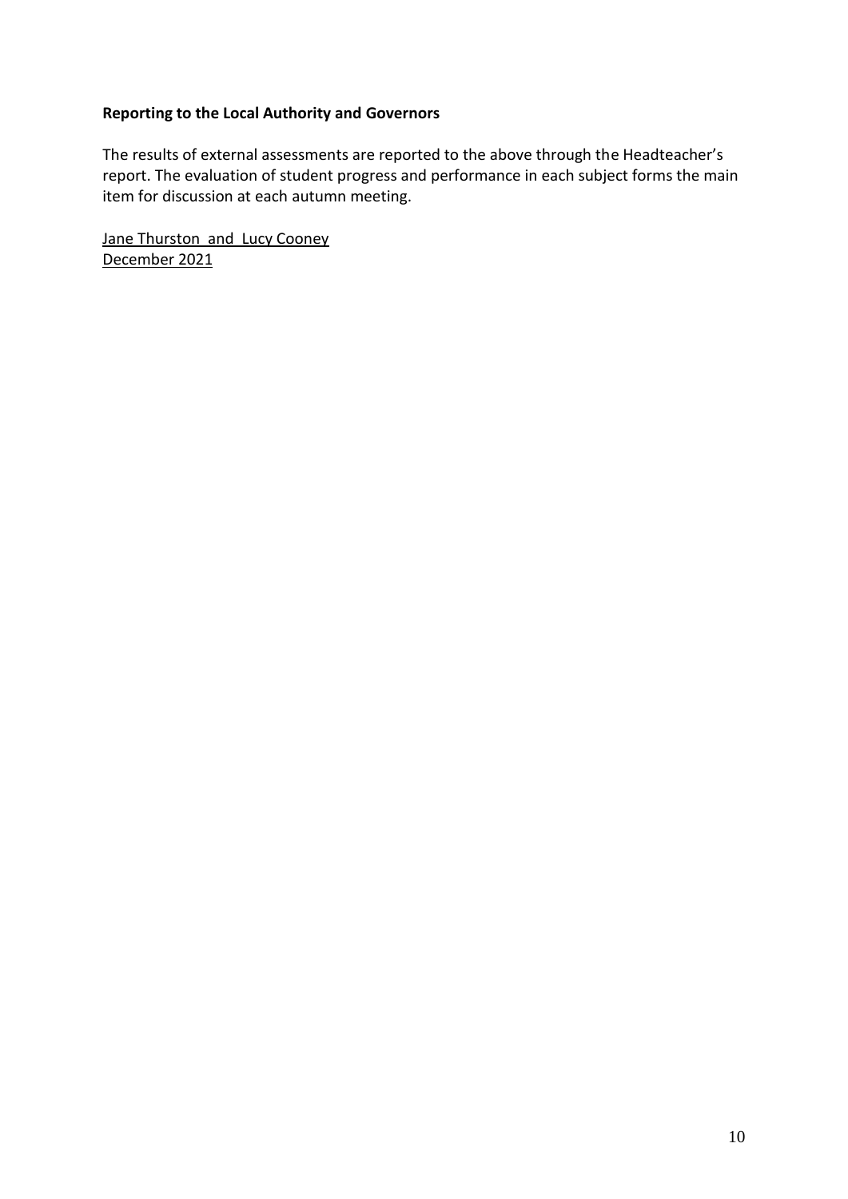**Reporting to the Local Authority and Governors**

The results of external assessments are reported to the above through the Headteacher's report. The evaluation of student progress and performance in each subject forms the main item for discussion at each autumn meeting.

Jane Thurston and Lucy Cooney
December 2021